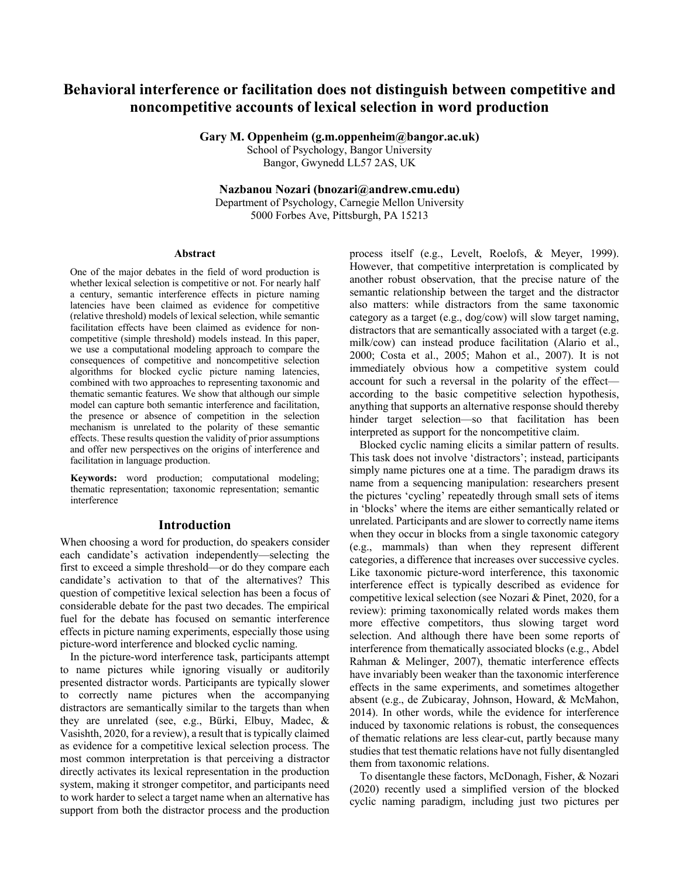# Behavioral interference or facilitation does not distinguish between competitive and noncompetitive accounts of lexical selection in word production

**Gary M. Oppenheim (g.m.oppenheim@bangor.ac.uk)**
School of Psychology, Bangor University
Bangor, Gwynedd LL57 2AS, UK

**Nazbanou Nozari (bnozari@andrew.cmu.edu)**
Department of Psychology, Carnegie Mellon University
5000 Forbes Ave, Pittsburgh, PA 15213

## Abstract

One of the major debates in the field of word production is whether lexical selection is competitive or not. For nearly half a century, semantic interference effects in picture naming latencies have been claimed as evidence for competitive (relative threshold) models of lexical selection, while semantic facilitation effects have been claimed as evidence for non-competitive (simple threshold) models instead. In this paper, we use a computational modeling approach to compare the consequences of competitive and noncompetitive selection algorithms for blocked cyclic picture naming latencies, combined with two approaches to representing taxonomic and thematic semantic features. We show that although our simple model can capture both semantic interference and facilitation, the presence or absence of competition in the selection mechanism is unrelated to the polarity of these semantic effects. These results question the validity of prior assumptions and offer new perspectives on the origins of interference and facilitation in language production.

**Keywords:** word production; computational modeling; thematic representation; taxonomic representation; semantic interference

## Introduction

When choosing a word for production, do speakers consider each candidate's activation independently—selecting the first to exceed a simple threshold—or do they compare each candidate's activation to that of the alternatives? This question of competitive lexical selection has been a focus of considerable debate for the past two decades. The empirical fuel for the debate has focused on semantic interference effects in picture naming experiments, especially those using picture-word interference and blocked cyclic naming.

In the picture-word interference task, participants attempt to name pictures while ignoring visually or auditorily presented distractor words. Participants are typically slower to correctly name pictures when the accompanying distractors are semantically similar to the targets than when they are unrelated (see, e.g., Bürki, Elbuy, Madec, & Vasishth, 2020, for a review), a result that is typically claimed as evidence for a competitive lexical selection process. The most common interpretation is that perceiving a distractor directly activates its lexical representation in the production system, making it stronger competitor, and participants need to work harder to select a target name when an alternative has support from both the distractor process and the production process itself (e.g., Levelt, Roelofs, & Meyer, 1999). However, that competitive interpretation is complicated by another robust observation, that the precise nature of the semantic relationship between the target and the distractor also matters: while distractors from the same taxonomic category as a target (e.g., dog/cow) will slow target naming, distractors that are semantically associated with a target (e.g. milk/cow) can instead produce facilitation (Alario et al., 2000; Costa et al., 2005; Mahon et al., 2007). It is not immediately obvious how a competitive system could account for such a reversal in the polarity of the effect—according to the basic competitive selection hypothesis, anything that supports an alternative response should thereby hinder target selection—so that facilitation has been interpreted as support for the noncompetitive claim.

Blocked cyclic naming elicits a similar pattern of results. This task does not involve 'distractors'; instead, participants simply name pictures one at a time. The paradigm draws its name from a sequencing manipulation: researchers present the pictures 'cycling' repeatedly through small sets of items in 'blocks' where the items are either semantically related or unrelated. Participants and are slower to correctly name items when they occur in blocks from a single taxonomic category (e.g., mammals) than when they represent different categories, a difference that increases over successive cycles. Like taxonomic picture-word interference, this taxonomic interference effect is typically described as evidence for competitive lexical selection (see Nozari & Pinet, 2020, for a review): priming taxonomically related words makes them more effective competitors, thus slowing target word selection. And although there have been some reports of interference from thematically associated blocks (e.g., Abdel Rahman & Melinger, 2007), thematic interference effects have invariably been weaker than the taxonomic interference effects in the same experiments, and sometimes altogether absent (e.g., de Zubicaray, Johnson, Howard, & McMahon, 2014). In other words, while the evidence for interference induced by taxonomic relations is robust, the consequences of thematic relations are less clear-cut, partly because many studies that test thematic relations have not fully disentangled them from taxonomic relations.

To disentangle these factors, McDonagh, Fisher, & Nozari (2020) recently used a simplified version of the blocked cyclic naming paradigm, including just two pictures per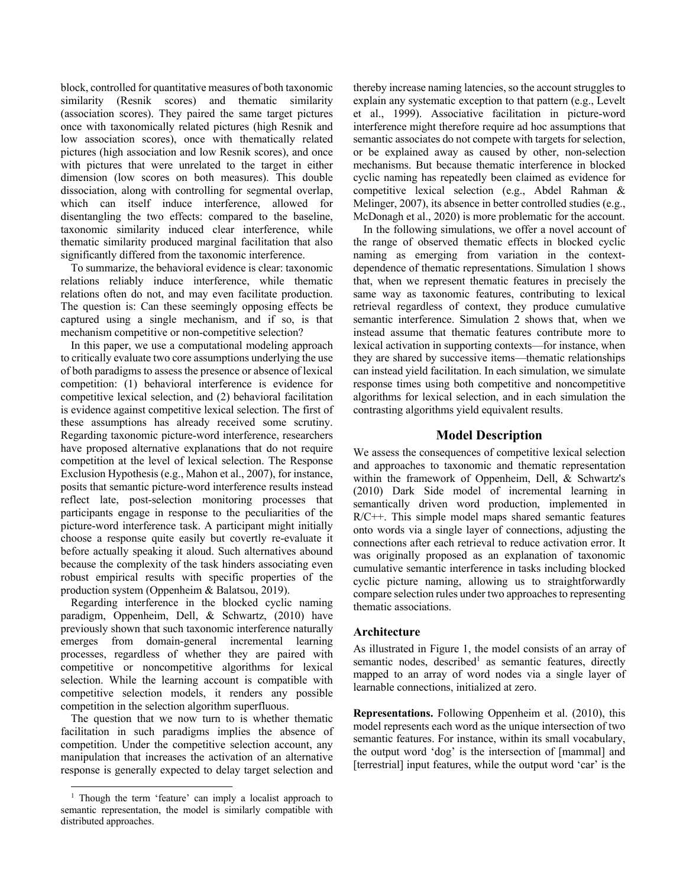block, controlled for quantitative measures of both taxonomic similarity (Resnik scores) and thematic similarity (association scores). They paired the same target pictures once with taxonomically related pictures (high Resnik and low association scores), once with thematically related pictures (high association and low Resnik scores), and once with pictures that were unrelated to the target in either dimension (low scores on both measures). This double dissociation, along with controlling for segmental overlap, which can itself induce interference, allowed for disentangling the two effects: compared to the baseline, taxonomic similarity induced clear interference, while thematic similarity produced marginal facilitation that also significantly differed from the taxonomic interference.

To summarize, the behavioral evidence is clear: taxonomic relations reliably induce interference, while thematic relations often do not, and may even facilitate production. The question is: Can these seemingly opposing effects be captured using a single mechanism, and if so, is that mechanism competitive or non-competitive selection?

In this paper, we use a computational modeling approach to critically evaluate two core assumptions underlying the use of both paradigms to assess the presence or absence of lexical competition: (1) behavioral interference is evidence for competitive lexical selection, and (2) behavioral facilitation is evidence against competitive lexical selection. The first of these assumptions has already received some scrutiny. Regarding taxonomic picture-word interference, researchers have proposed alternative explanations that do not require competition at the level of lexical selection. The Response Exclusion Hypothesis (e.g., Mahon et al., 2007), for instance, posits that semantic picture-word interference results instead reflect late, post-selection monitoring processes that participants engage in response to the peculiarities of the picture-word interference task. A participant might initially choose a response quite easily but covertly re-evaluate it before actually speaking it aloud. Such alternatives abound because the complexity of the task hinders associating even robust empirical results with specific properties of the production system (Oppenheim & Balatsou, 2019).

Regarding interference in the blocked cyclic naming paradigm, Oppenheim, Dell, & Schwartz, (2010) have previously shown that such taxonomic interference naturally emerges from domain-general incremental learning processes, regardless of whether they are paired with competitive or noncompetitive algorithms for lexical selection. While the learning account is compatible with competitive selection models, it renders any possible competition in the selection algorithm superfluous.

The question that we now turn to is whether thematic facilitation in such paradigms implies the absence of competition. Under the competitive selection account, any manipulation that increases the activation of an alternative response is generally expected to delay target selection and thereby increase naming latencies, so the account struggles to explain any systematic exception to that pattern (e.g., Levelt et al., 1999). Associative facilitation in picture-word interference might therefore require ad hoc assumptions that semantic associates do not compete with targets for selection, or be explained away as caused by other, non-selection mechanisms. But because thematic interference in blocked cyclic naming has repeatedly been claimed as evidence for competitive lexical selection (e.g., Abdel Rahman & Melinger, 2007), its absence in better controlled studies (e.g., McDonagh et al., 2020) is more problematic for the account.

In the following simulations, we offer a novel account of the range of observed thematic effects in blocked cyclic naming as emerging from variation in the context-dependence of thematic representations. Simulation 1 shows that, when we represent thematic features in precisely the same way as taxonomic features, contributing to lexical retrieval regardless of context, they produce cumulative semantic interference. Simulation 2 shows that, when we instead assume that thematic features contribute more to lexical activation in supporting contexts—for instance, when they are shared by successive items—thematic relationships can instead yield facilitation. In each simulation, we simulate response times using both competitive and noncompetitive algorithms for lexical selection, and in each simulation the contrasting algorithms yield equivalent results.

## Model Description

We assess the consequences of competitive lexical selection and approaches to taxonomic and thematic representation within the framework of Oppenheim, Dell, & Schwartz's (2010) Dark Side model of incremental learning in semantically driven word production, implemented in R/C++. This simple model maps shared semantic features onto words via a single layer of connections, adjusting the connections after each retrieval to reduce activation error. It was originally proposed as an explanation of taxonomic cumulative semantic interference in tasks including blocked cyclic picture naming, allowing us to straightforwardly compare selection rules under two approaches to representing thematic associations.

### Architecture

As illustrated in Figure 1, the model consists of an array of semantic nodes, described[1] as semantic features, directly mapped to an array of word nodes via a single layer of learnable connections, initialized at zero.

**Representations.** Following Oppenheim et al. (2010), this model represents each word as the unique intersection of two semantic features. For instance, within its small vocabulary, the output word 'dog' is the intersection of [mammal] and [terrestrial] input features, while the output word 'car' is the

[1] Though the term 'feature' can imply a localist approach to semantic representation, the model is similarly compatible with distributed approaches.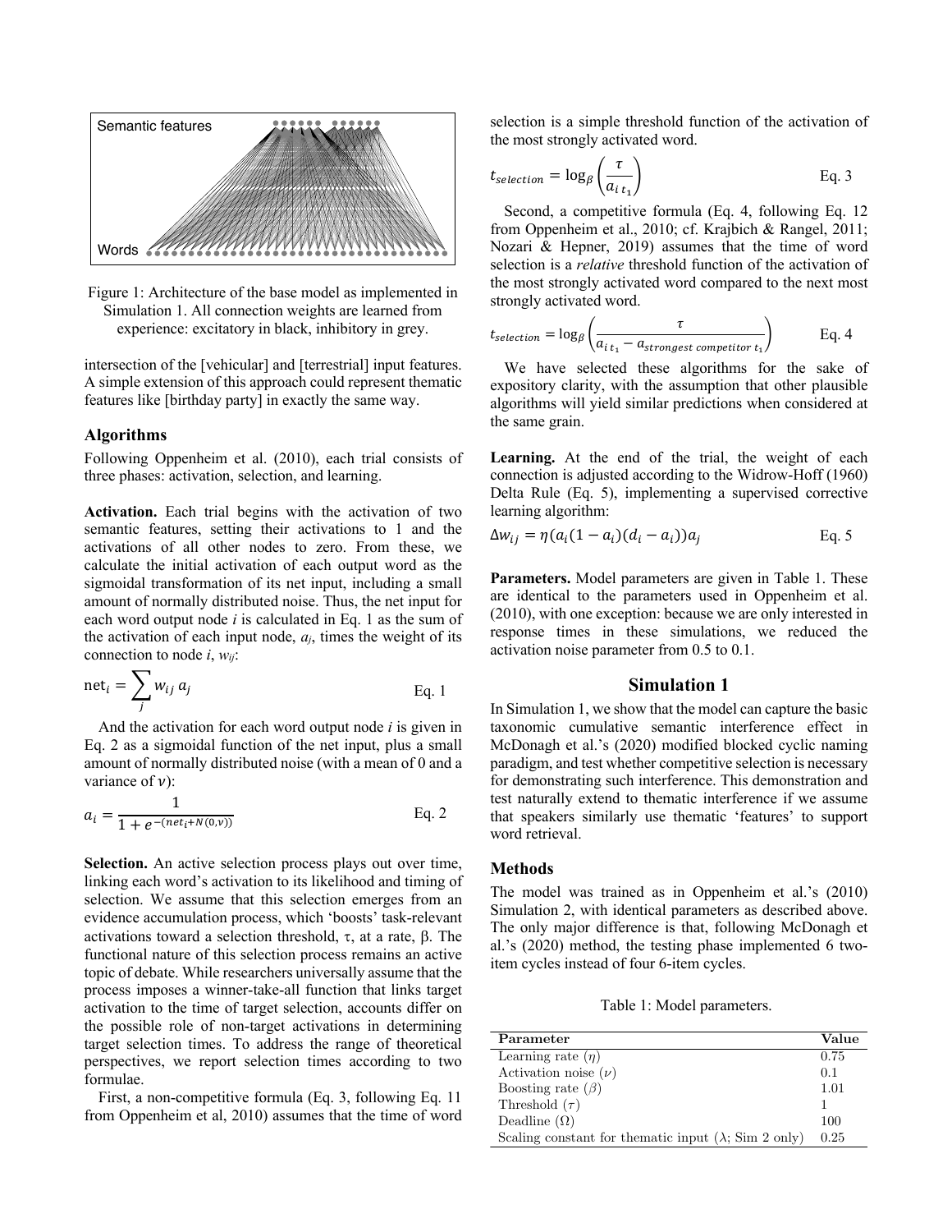Figure 1: Architecture of the base model as implemented in Simulation 1. All connection weights are learned from experience: excitatory in black, inhibitory in grey.

intersection of the [vehicular] and [terrestrial] input features. A simple extension of this approach could represent thematic features like [birthday party] in exactly the same way.

## Algorithms

Following Oppenheim et al. (2010), each trial consists of three phases: activation, selection, and learning.

**Activation.** Each trial begins with the activation of two semantic features, setting their activations to 1 and the activations of all other nodes to zero. From these, we calculate the initial activation of each output word as the sigmoidal transformation of its net input, including a small amount of normally distributed noise. Thus, the net input for each word output node *i* is calculated in Eq. 1 as the sum of the activation of each input node, $a_j$, times the weight of its connection to node *i*, $w_{ij}$:

$$\text{net}_i = \sum_j w_{ij}\, a_j \qquad \text{Eq. 1}$$

And the activation for each word output node *i* is given in Eq. 2 as a sigmoidal function of the net input, plus a small amount of normally distributed noise (with a mean of 0 and a variance of $\nu$):

$$a_i = \frac{1}{1 + e^{-(net_i + N(0,\nu))}} \qquad \text{Eq. 2}$$

**Selection.** An active selection process plays out over time, linking each word's activation to its likelihood and timing of selection. We assume that this selection emerges from an evidence accumulation process, which 'boosts' task-relevant activations toward a selection threshold, $\tau$, at a rate, $\beta$. The functional nature of this selection process remains an active topic of debate. While researchers universally assume that the process imposes a winner-take-all function that links target activation to the time of target selection, accounts differ on the possible role of non-target activations in determining target selection times. To address the range of theoretical perspectives, we report selection times according to two formulae.

First, a non-competitive formula (Eq. 3, following Eq. 11 from Oppenheim et al, 2010) assumes that the time of word selection is a simple threshold function of the activation of the most strongly activated word.

$$t_{selection} = \log_\beta\left(\frac{\tau}{a_{i\,t_1}}\right) \qquad \text{Eq. 3}$$

Second, a competitive formula (Eq. 4, following Eq. 12 from Oppenheim et al., 2010; cf. Krajbich & Rangel, 2011; Nozari & Hepner, 2019) assumes that the time of word selection is a *relative* threshold function of the activation of the most strongly activated word compared to the next most strongly activated word.

$$t_{selection} = \log_\beta\left(\frac{\tau}{a_{i\,t_1} - a_{strongest\ competitor\ t_1}}\right) \qquad \text{Eq. 4}$$

We have selected these algorithms for the sake of expository clarity, with the assumption that other plausible algorithms will yield similar predictions when considered at the same grain.

**Learning.** At the end of the trial, the weight of each connection is adjusted according to the Widrow-Hoff (1960) Delta Rule (Eq. 5), implementing a supervised corrective learning algorithm:

$$\Delta w_{ij} = \eta(a_i(1 - a_i)(d_i - a_i))a_j \qquad \text{Eq. 5}$$

**Parameters.** Model parameters are given in Table 1. These are identical to the parameters used in Oppenheim et al. (2010), with one exception: because we are only interested in response times in these simulations, we reduced the activation noise parameter from 0.5 to 0.1.

# Simulation 1

In Simulation 1, we show that the model can capture the basic taxonomic cumulative semantic interference effect in McDonagh et al.'s (2020) modified blocked cyclic naming paradigm, and test whether competitive selection is necessary for demonstrating such interference. This demonstration and test naturally extend to thematic interference if we assume that speakers similarly use thematic 'features' to support word retrieval.

## Methods

The model was trained as in Oppenheim et al.'s (2010) Simulation 2, with identical parameters as described above. The only major difference is that, following McDonagh et al.'s (2020) method, the testing phase implemented 6 two-item cycles instead of four 6-item cycles.

Table 1: Model parameters.

| Parameter | Value |
|---|---|
| Learning rate ($\eta$) | 0.75 |
| Activation noise ($\nu$) | 0.1 |
| Boosting rate ($\beta$) | 1.01 |
| Threshold ($\tau$) | 1 |
| Deadline ($\Omega$) | 100 |
| Scaling constant for thematic input ($\lambda$; Sim 2 only) | 0.25 |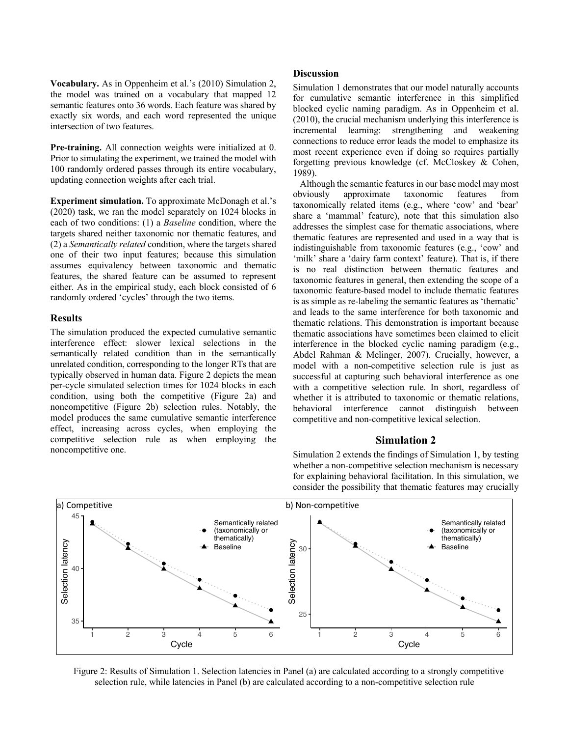**Vocabulary.** As in Oppenheim et al.'s (2010) Simulation 2, the model was trained on a vocabulary that mapped 12 semantic features onto 36 words. Each feature was shared by exactly six words, and each word represented the unique intersection of two features.

**Pre-training.** All connection weights were initialized at 0. Prior to simulating the experiment, we trained the model with 100 randomly ordered passes through its entire vocabulary, updating connection weights after each trial.

**Experiment simulation.** To approximate McDonagh et al.'s (2020) task, we ran the model separately on 1024 blocks in each of two conditions: (1) a *Baseline* condition, where the targets shared neither taxonomic nor thematic features, and (2) a *Semantically related* condition, where the targets shared one of their two input features; because this simulation assumes equivalency between taxonomic and thematic features, the shared feature can be assumed to represent either. As in the empirical study, each block consisted of 6 randomly ordered 'cycles' through the two items.

## Results

The simulation produced the expected cumulative semantic interference effect: slower lexical selections in the semantically related condition than in the semantically unrelated condition, corresponding to the longer RTs that are typically observed in human data. Figure 2 depicts the mean per-cycle simulated selection times for 1024 blocks in each condition, using both the competitive (Figure 2a) and noncompetitive (Figure 2b) selection rules. Notably, the model produces the same cumulative semantic interference effect, increasing across cycles, when employing the competitive selection rule as when employing the noncompetitive one.

## Discussion

Simulation 1 demonstrates that our model naturally accounts for cumulative semantic interference in this simplified blocked cyclic naming paradigm. As in Oppenheim et al. (2010), the crucial mechanism underlying this interference is incremental learning: strengthening and weakening connections to reduce error leads the model to emphasize its most recent experience even if doing so requires partially forgetting previous knowledge (cf. McCloskey & Cohen, 1989).

Although the semantic features in our base model may most obviously approximate taxonomic features from taxonomically related items (e.g., where 'cow' and 'bear' share a 'mammal' feature), note that this simulation also addresses the simplest case for thematic associations, where thematic features are represented and used in a way that is indistinguishable from taxonomic features (e.g., 'cow' and 'milk' share a 'dairy farm context' feature). That is, if there is no real distinction between thematic features and taxonomic features in general, then extending the scope of a taxonomic feature-based model to include thematic features is as simple as re-labeling the semantic features as 'thematic' and leads to the same interference for both taxonomic and thematic relations. This demonstration is important because thematic associations have sometimes been claimed to elicit interference in the blocked cyclic naming paradigm (e.g., Abdel Rahman & Melinger, 2007). Crucially, however, a model with a non-competitive selection rule is just as successful at capturing such behavioral interference as one with a competitive selection rule. In short, regardless of whether it is attributed to taxonomic or thematic relations, behavioral interference cannot distinguish between competitive and non-competitive lexical selection.

## Simulation 2

Simulation 2 extends the findings of Simulation 1, by testing whether a non-competitive selection mechanism is necessary for explaining behavioral facilitation. In this simulation, we consider the possibility that thematic features may crucially

Figure 2: Results of Simulation 1. Selection latencies in Panel (a) are calculated according to a strongly competitive selection rule, while latencies in Panel (b) are calculated according to a non-competitive selection rule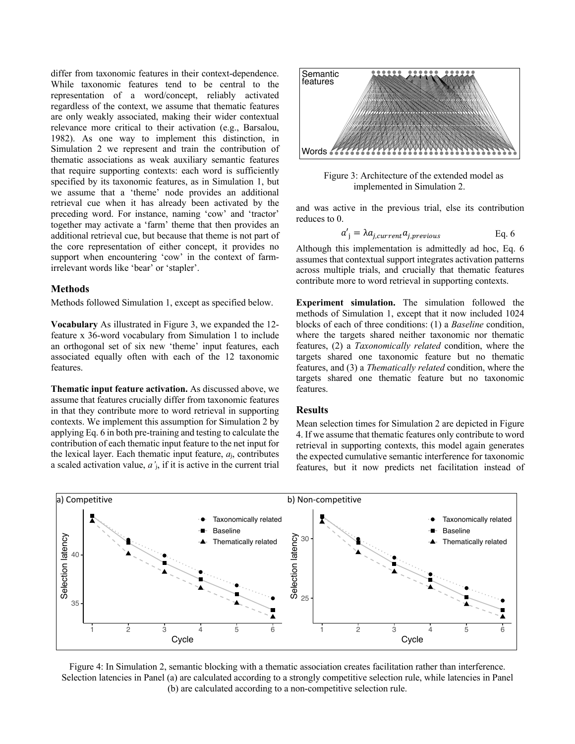differ from taxonomic features in their context-dependence. While taxonomic features tend to be central to the representation of a word/concept, reliably activated regardless of the context, we assume that thematic features are only weakly associated, making their wider contextual relevance more critical to their activation (e.g., Barsalou, 1982). As one way to implement this distinction, in Simulation 2 we represent and train the contribution of thematic associations as weak auxiliary semantic features that require supporting contexts: each word is sufficiently specified by its taxonomic features, as in Simulation 1, but we assume that a 'theme' node provides an additional retrieval cue when it has already been activated by the preceding word. For instance, naming 'cow' and 'tractor' together may activate a 'farm' theme that then provides an additional retrieval cue, but because that theme is not part of the core representation of either concept, it provides no support when encountering 'cow' in the context of farm-irrelevant words like 'bear' or 'stapler'.

### Methods

Methods followed Simulation 1, except as specified below.

**Vocabulary** As illustrated in Figure 3, we expanded the 12-feature x 36-word vocabulary from Simulation 1 to include an orthogonal set of six new 'theme' input features, each associated equally often with each of the 12 taxonomic features.

**Thematic input feature activation.** As discussed above, we assume that features crucially differ from taxonomic features in that they contribute more to word retrieval in supporting contexts. We implement this assumption for Simulation 2 by applying Eq. 6 in both pre-training and testing to calculate the contribution of each thematic input feature to the net input for the lexical layer. Each thematic input feature, $a_j$, contributes a scaled activation value, $a'_j$, if it is active in the current trial and was active in the previous trial, else its contribution reduces to 0.

Figure 3: Architecture of the extended model as implemented in Simulation 2.

$$a'_j = \lambda a_{j,current} a_{j,previous} \qquad \text{Eq. 6}$$

Although this implementation is admittedly ad hoc, Eq. 6 assumes that contextual support integrates activation patterns across multiple trials, and crucially that thematic features contribute more to word retrieval in supporting contexts.

**Experiment simulation.** The simulation followed the methods of Simulation 1, except that it now included 1024 blocks of each of three conditions: (1) a *Baseline* condition, where the targets shared neither taxonomic nor thematic features, (2) a *Taxonomically related* condition, where the targets shared one taxonomic feature but no thematic features, and (3) a *Thematically related* condition, where the targets shared one thematic feature but no taxonomic features.

### Results

Mean selection times for Simulation 2 are depicted in Figure 4. If we assume that thematic features only contribute to word retrieval in supporting contexts, this model again generates the expected cumulative semantic interference for taxonomic features, but it now predicts net facilitation instead of

Figure 4: In Simulation 2, semantic blocking with a thematic association creates facilitation rather than interference. Selection latencies in Panel (a) are calculated according to a strongly competitive selection rule, while latencies in Panel (b) are calculated according to a non-competitive selection rule.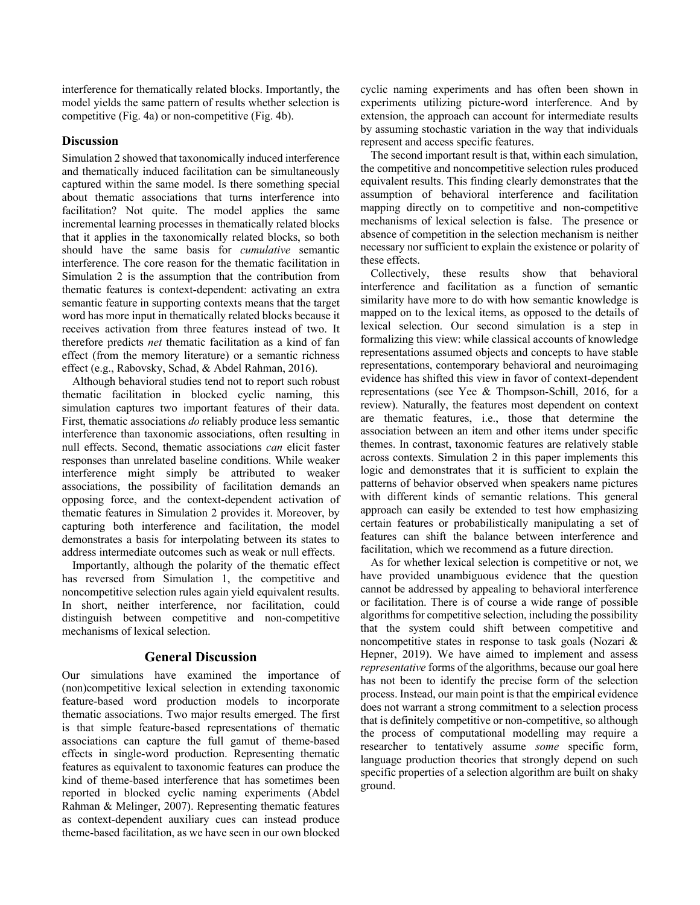interference for thematically related blocks. Importantly, the model yields the same pattern of results whether selection is competitive (Fig. 4a) or non-competitive (Fig. 4b).

### Discussion

Simulation 2 showed that taxonomically induced interference and thematically induced facilitation can be simultaneously captured within the same model. Is there something special about thematic associations that turns interference into facilitation? Not quite. The model applies the same incremental learning processes in thematically related blocks that it applies in the taxonomically related blocks, so both should have the same basis for *cumulative* semantic interference. The core reason for the thematic facilitation in Simulation 2 is the assumption that the contribution from thematic features is context-dependent: activating an extra semantic feature in supporting contexts means that the target word has more input in thematically related blocks because it receives activation from three features instead of two. It therefore predicts *net* thematic facilitation as a kind of fan effect (from the memory literature) or a semantic richness effect (e.g., Rabovsky, Schad, & Abdel Rahman, 2016).

Although behavioral studies tend not to report such robust thematic facilitation in blocked cyclic naming, this simulation captures two important features of their data. First, thematic associations *do* reliably produce less semantic interference than taxonomic associations, often resulting in null effects. Second, thematic associations *can* elicit faster responses than unrelated baseline conditions. While weaker interference might simply be attributed to weaker associations, the possibility of facilitation demands an opposing force, and the context-dependent activation of thematic features in Simulation 2 provides it. Moreover, by capturing both interference and facilitation, the model demonstrates a basis for interpolating between its states to address intermediate outcomes such as weak or null effects.

Importantly, although the polarity of the thematic effect has reversed from Simulation 1, the competitive and noncompetitive selection rules again yield equivalent results. In short, neither interference, nor facilitation, could distinguish between competitive and non-competitive mechanisms of lexical selection.

## General Discussion

Our simulations have examined the importance of (non)competitive lexical selection in extending taxonomic feature-based word production models to incorporate thematic associations. Two major results emerged. The first is that simple feature-based representations of thematic associations can capture the full gamut of theme-based effects in single-word production. Representing thematic features as equivalent to taxonomic features can produce the kind of theme-based interference that has sometimes been reported in blocked cyclic naming experiments (Abdel Rahman & Melinger, 2007). Representing thematic features as context-dependent auxiliary cues can instead produce theme-based facilitation, as we have seen in our own blocked cyclic naming experiments and has often been shown in experiments utilizing picture-word interference. And by extension, the approach can account for intermediate results by assuming stochastic variation in the way that individuals represent and access specific features.

The second important result is that, within each simulation, the competitive and noncompetitive selection rules produced equivalent results. This finding clearly demonstrates that the assumption of behavioral interference and facilitation mapping directly on to competitive and non-competitive mechanisms of lexical selection is false. The presence or absence of competition in the selection mechanism is neither necessary nor sufficient to explain the existence or polarity of these effects.

Collectively, these results show that behavioral interference and facilitation as a function of semantic similarity have more to do with how semantic knowledge is mapped on to the lexical items, as opposed to the details of lexical selection. Our second simulation is a step in formalizing this view: while classical accounts of knowledge representations assumed objects and concepts to have stable representations, contemporary behavioral and neuroimaging evidence has shifted this view in favor of context-dependent representations (see Yee & Thompson-Schill, 2016, for a review). Naturally, the features most dependent on context are thematic features, i.e., those that determine the association between an item and other items under specific themes. In contrast, taxonomic features are relatively stable across contexts. Simulation 2 in this paper implements this logic and demonstrates that it is sufficient to explain the patterns of behavior observed when speakers name pictures with different kinds of semantic relations. This general approach can easily be extended to test how emphasizing certain features or probabilistically manipulating a set of features can shift the balance between interference and facilitation, which we recommend as a future direction.

As for whether lexical selection is competitive or not, we have provided unambiguous evidence that the question cannot be addressed by appealing to behavioral interference or facilitation. There is of course a wide range of possible algorithms for competitive selection, including the possibility that the system could shift between competitive and noncompetitive states in response to task goals (Nozari & Hepner, 2019). We have aimed to implement and assess *representative* forms of the algorithms, because our goal here has not been to identify the precise form of the selection process. Instead, our main point is that the empirical evidence does not warrant a strong commitment to a selection process that is definitely competitive or non-competitive, so although the process of computational modelling may require a researcher to tentatively assume *some* specific form, language production theories that strongly depend on such specific properties of a selection algorithm are built on shaky ground.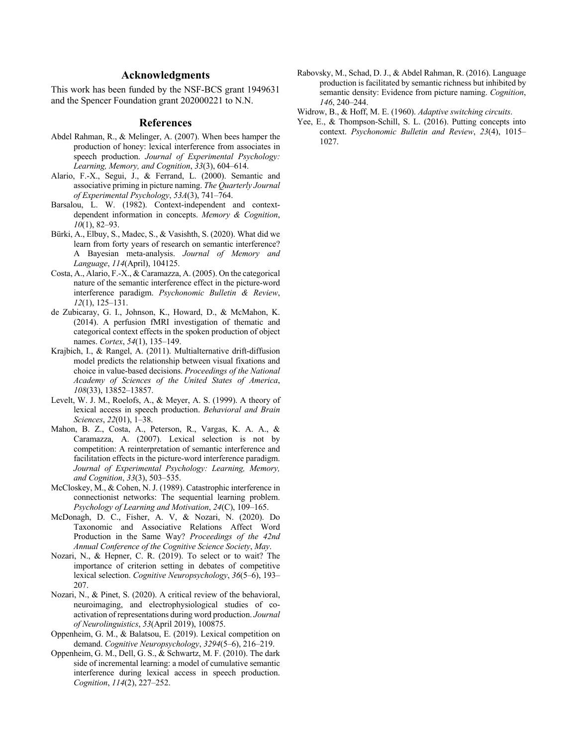## Acknowledgments

This work has been funded by the NSF-BCS grant 1949631 and the Spencer Foundation grant 202000221 to N.N.

## References

Abdel Rahman, R., & Melinger, A. (2007). When bees hamper the production of honey: lexical interference from associates in speech production. *Journal of Experimental Psychology: Learning, Memory, and Cognition*, *33*(3), 604–614.

Alario, F.-X., Segui, J., & Ferrand, L. (2000). Semantic and associative priming in picture naming. *The Quarterly Journal of Experimental Psychology*, *53A*(3), 741–764.

Barsalou, L. W. (1982). Context-independent and context-dependent information in concepts. *Memory & Cognition*, *10*(1), 82–93.

Bürki, A., Elbuy, S., Madec, S., & Vasishth, S. (2020). What did we learn from forty years of research on semantic interference? A Bayesian meta-analysis. *Journal of Memory and Language*, *114*(April), 104125.

Costa, A., Alario, F.-X., & Caramazza, A. (2005). On the categorical nature of the semantic interference effect in the picture-word interference paradigm. *Psychonomic Bulletin & Review*, *12*(1), 125–131.

de Zubicaray, G. I., Johnson, K., Howard, D., & McMahon, K. (2014). A perfusion fMRI investigation of thematic and categorical context effects in the spoken production of object names. *Cortex*, *54*(1), 135–149.

Krajbich, I., & Rangel, A. (2011). Multialternative drift-diffusion model predicts the relationship between visual fixations and choice in value-based decisions. *Proceedings of the National Academy of Sciences of the United States of America*, *108*(33), 13852–13857.

Levelt, W. J. M., Roelofs, A., & Meyer, A. S. (1999). A theory of lexical access in speech production. *Behavioral and Brain Sciences*, *22*(01), 1–38.

Mahon, B. Z., Costa, A., Peterson, R., Vargas, K. A. A., & Caramazza, A. (2007). Lexical selection is not by competition: A reinterpretation of semantic interference and facilitation effects in the picture-word interference paradigm. *Journal of Experimental Psychology: Learning, Memory, and Cognition*, *33*(3), 503–535.

McCloskey, M., & Cohen, N. J. (1989). Catastrophic interference in connectionist networks: The sequential learning problem. *Psychology of Learning and Motivation*, *24*(C), 109–165.

McDonagh, D. C., Fisher, A. V, & Nozari, N. (2020). Do Taxonomic and Associative Relations Affect Word Production in the Same Way? *Proceedings of the 42nd Annual Conference of the Cognitive Science Society*, *May*.

Nozari, N., & Hepner, C. R. (2019). To select or to wait? The importance of criterion setting in debates of competitive lexical selection. *Cognitive Neuropsychology*, *36*(5–6), 193–207.

Nozari, N., & Pinet, S. (2020). A critical review of the behavioral, neuroimaging, and electrophysiological studies of co-activation of representations during word production. *Journal of Neurolinguistics*, *53*(April 2019), 100875.

Oppenheim, G. M., & Balatsou, E. (2019). Lexical competition on demand. *Cognitive Neuropsychology*, *3294*(5–6), 216–219.

Oppenheim, G. M., Dell, G. S., & Schwartz, M. F. (2010). The dark side of incremental learning: a model of cumulative semantic interference during lexical access in speech production. *Cognition*, *114*(2), 227–252.

Rabovsky, M., Schad, D. J., & Abdel Rahman, R. (2016). Language production is facilitated by semantic richness but inhibited by semantic density: Evidence from picture naming. *Cognition*, *146*, 240–244.

Widrow, B., & Hoff, M. E. (1960). *Adaptive switching circuits*.

Yee, E., & Thompson-Schill, S. L. (2016). Putting concepts into context. *Psychonomic Bulletin and Review*, *23*(4), 1015–1027.